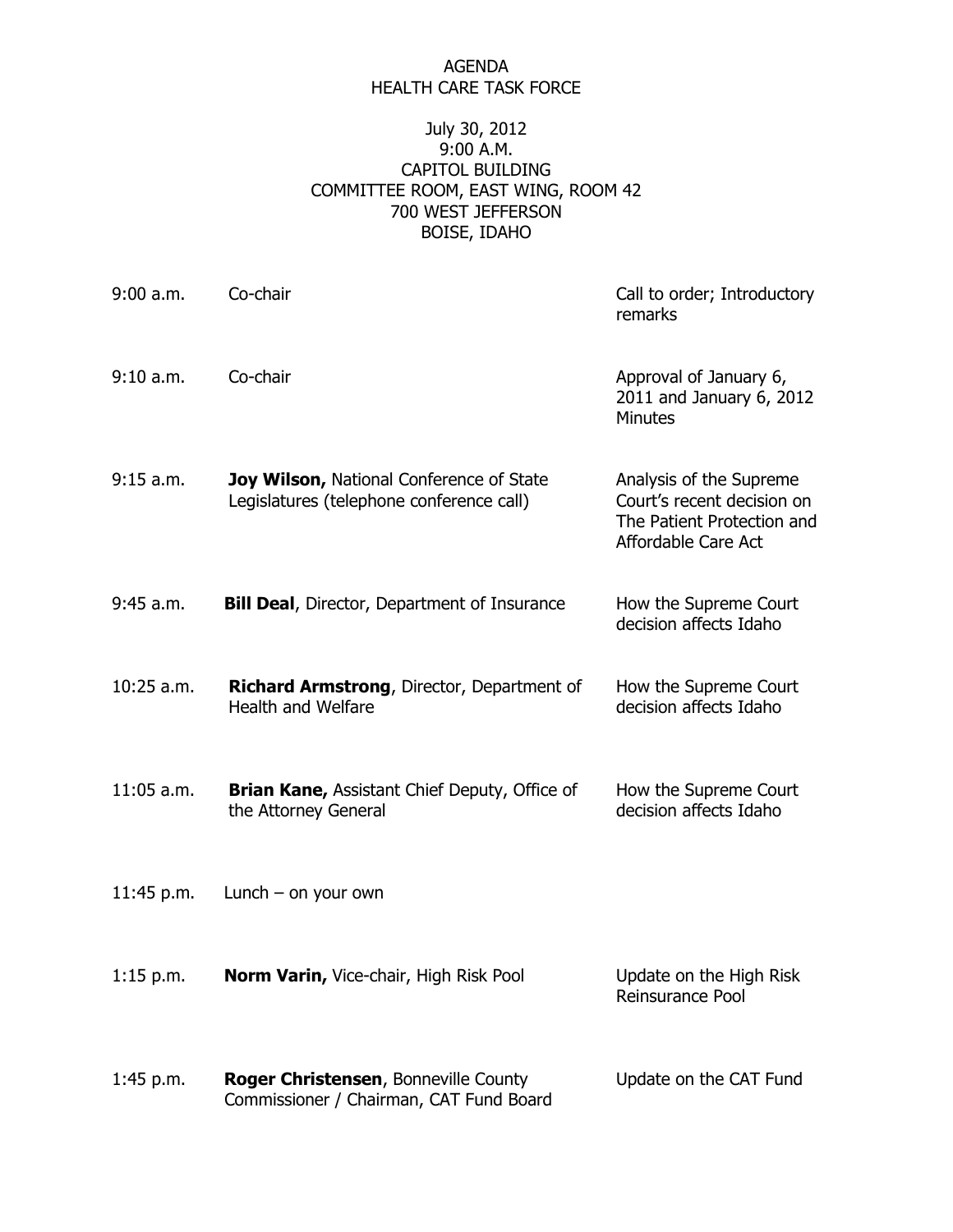# AGENDA
# HEALTH CARE TASK FORCE

July 30, 2012
9:00 A.M.
CAPITOL BUILDING
COMMITTEE ROOM, EAST WING, ROOM 42
700 WEST JEFFERSON
BOISE, IDAHO

| | | |
|---|---|---|
| 9:00 a.m. | Co-chair | Call to order; Introductory remarks |
| 9:10 a.m. | Co-chair | Approval of January 6, 2011 and January 6, 2012 Minutes |
| 9:15 a.m. | **Joy Wilson,** National Conference of State Legislatures (telephone conference call) | Analysis of the Supreme Court's recent decision on The Patient Protection and Affordable Care Act |
| 9:45 a.m. | **Bill Deal**, Director, Department of Insurance | How the Supreme Court decision affects Idaho |
| 10:25 a.m. | **Richard Armstrong**, Director, Department of Health and Welfare | How the Supreme Court decision affects Idaho |
| 11:05 a.m. | **Brian Kane,** Assistant Chief Deputy, Office of the Attorney General | How the Supreme Court decision affects Idaho |
| 11:45 p.m. | Lunch – on your own | |
| 1:15 p.m. | **Norm Varin,** Vice-chair, High Risk Pool | Update on the High Risk Reinsurance Pool |
| 1:45 p.m. | **Roger Christensen**, Bonneville County Commissioner / Chairman, CAT Fund Board | Update on the CAT Fund |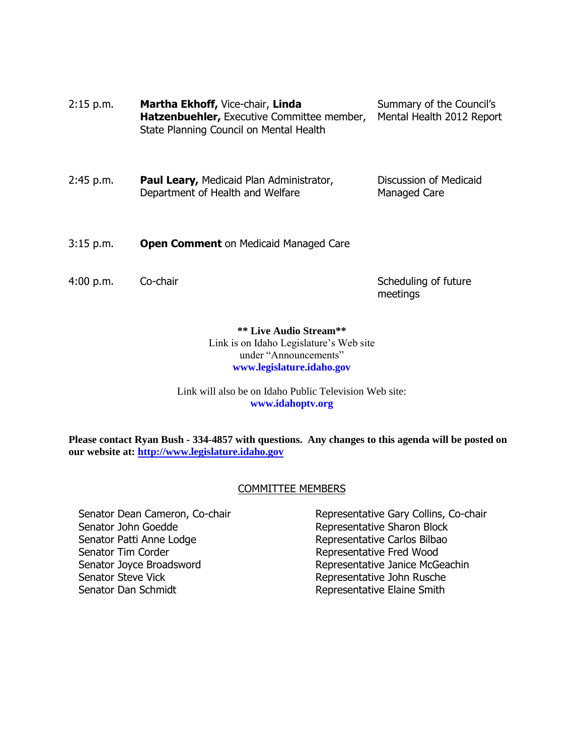| | | |
|---|---|---|
| 2:15 p.m. | **Martha Ekhoff,** Vice-chair, **Linda Hatzenbuehler,** Executive Committee member, State Planning Council on Mental Health | Summary of the Council's Mental Health 2012 Report |
| 2:45 p.m. | **Paul Leary,** Medicaid Plan Administrator, Department of Health and Welfare | Discussion of Medicaid Managed Care |
| 3:15 p.m. | **Open Comment** on Medicaid Managed Care | |
| 4:00 p.m. | Co-chair | Scheduling of future meetings |

**\*\* Live Audio Stream\*\***

Link is on Idaho Legislature's Web site under "Announcements"

**www.legislature.idaho.gov**

Link will also be on Idaho Public Television Web site:

**www.idahoptv.org**

**Please contact Ryan Bush - 334-4857 with questions. Any changes to this agenda will be posted on our website at: http://www.legislature.idaho.gov**

COMMITTEE MEMBERS

| | |
|---|---|
| Senator Dean Cameron, Co-chair | Representative Gary Collins, Co-chair |
| Senator John Goedde | Representative Sharon Block |
| Senator Patti Anne Lodge | Representative Carlos Bilbao |
| Senator Tim Corder | Representative Fred Wood |
| Senator Joyce Broadsword | Representative Janice McGeachin |
| Senator Steve Vick | Representative John Rusche |
| Senator Dan Schmidt | Representative Elaine Smith |